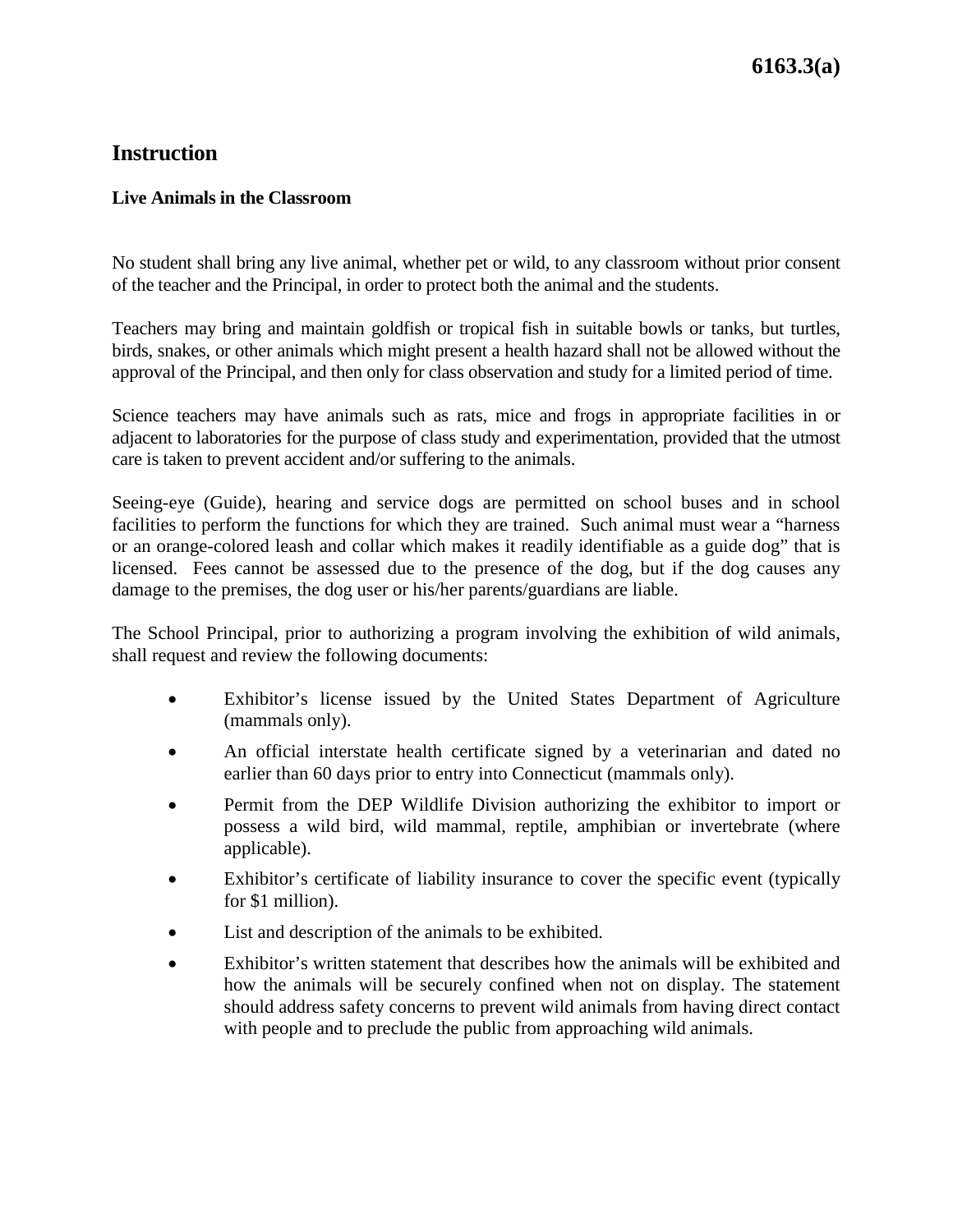# 6163.3(a)

## Instruction

### Live Animals in the Classroom

No student shall bring any live animal, whether pet or wild, to any classroom without prior consent of the teacher and the Principal, in order to protect both the animal and the students.

Teachers may bring and maintain goldfish or tropical fish in suitable bowls or tanks, but turtles, birds, snakes, or other animals which might present a health hazard shall not be allowed without the approval of the Principal, and then only for class observation and study for a limited period of time.

Science teachers may have animals such as rats, mice and frogs in appropriate facilities in or adjacent to laboratories for the purpose of class study and experimentation, provided that the utmost care is taken to prevent accident and/or suffering to the animals.

Seeing-eye (Guide), hearing and service dogs are permitted on school buses and in school facilities to perform the functions for which they are trained. Such animal must wear a "harness or an orange-colored leash and collar which makes it readily identifiable as a guide dog" that is licensed. Fees cannot be assessed due to the presence of the dog, but if the dog causes any damage to the premises, the dog user or his/her parents/guardians are liable.

The School Principal, prior to authorizing a program involving the exhibition of wild animals, shall request and review the following documents:

- Exhibitor's license issued by the United States Department of Agriculture (mammals only).
- An official interstate health certificate signed by a veterinarian and dated no earlier than 60 days prior to entry into Connecticut (mammals only).
- Permit from the DEP Wildlife Division authorizing the exhibitor to import or possess a wild bird, wild mammal, reptile, amphibian or invertebrate (where applicable).
- Exhibitor's certificate of liability insurance to cover the specific event (typically for $1 million).
- List and description of the animals to be exhibited.
- Exhibitor's written statement that describes how the animals will be exhibited and how the animals will be securely confined when not on display. The statement should address safety concerns to prevent wild animals from having direct contact with people and to preclude the public from approaching wild animals.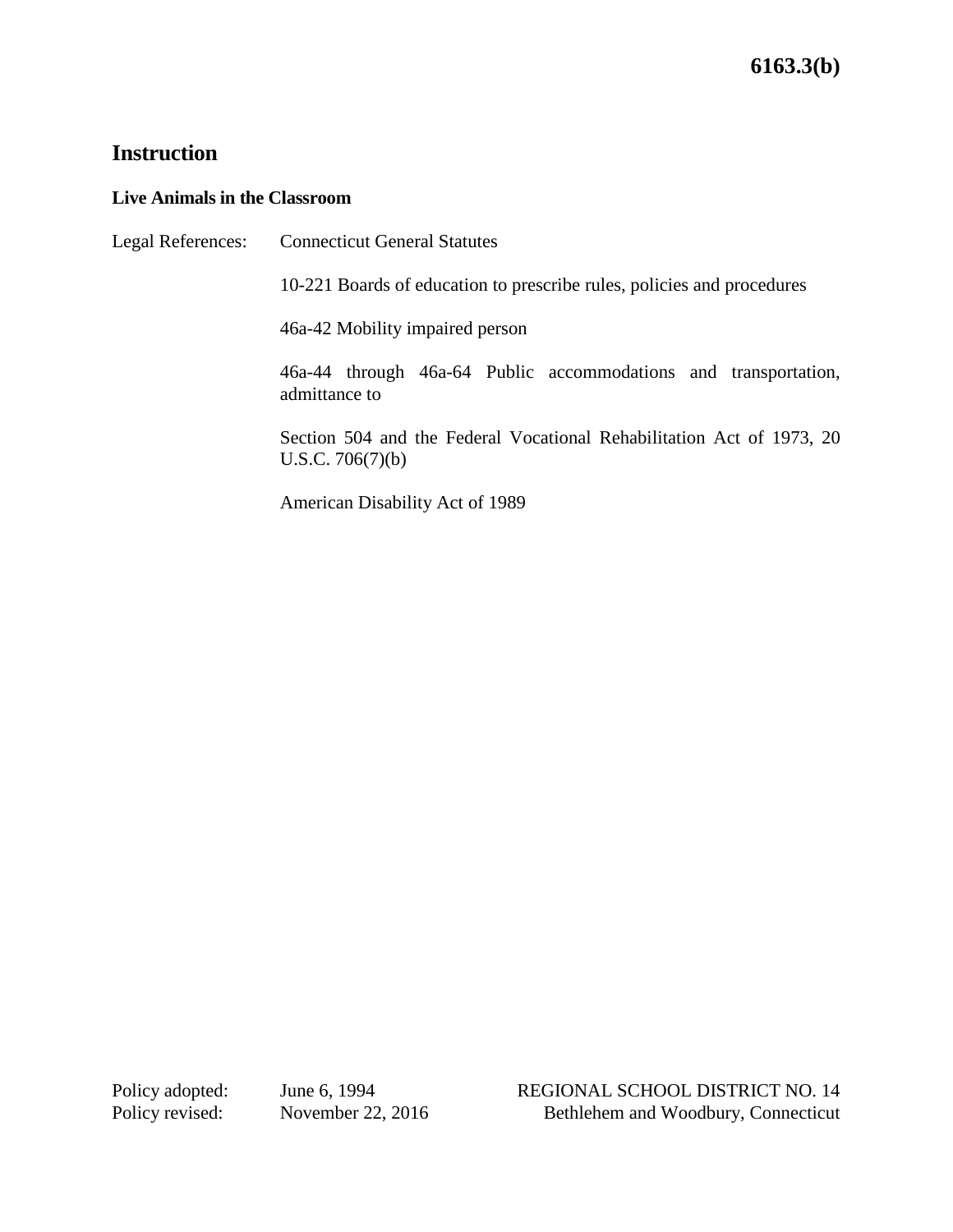# Instruction

### Live Animals in the Classroom

Legal References: Connecticut General Statutes

10-221 Boards of education to prescribe rules, policies and procedures

46a-42 Mobility impaired person

46a-44 through 46a-64 Public accommodations and transportation, admittance to

Section 504 and the Federal Vocational Rehabilitation Act of 1973, 20 U.S.C. 706(7)(b)

American Disability Act of 1989

Policy adopted: June 6, 1994
Policy revised: November 22, 2016

REGIONAL SCHOOL DISTRICT NO. 14
Bethlehem and Woodbury, Connecticut